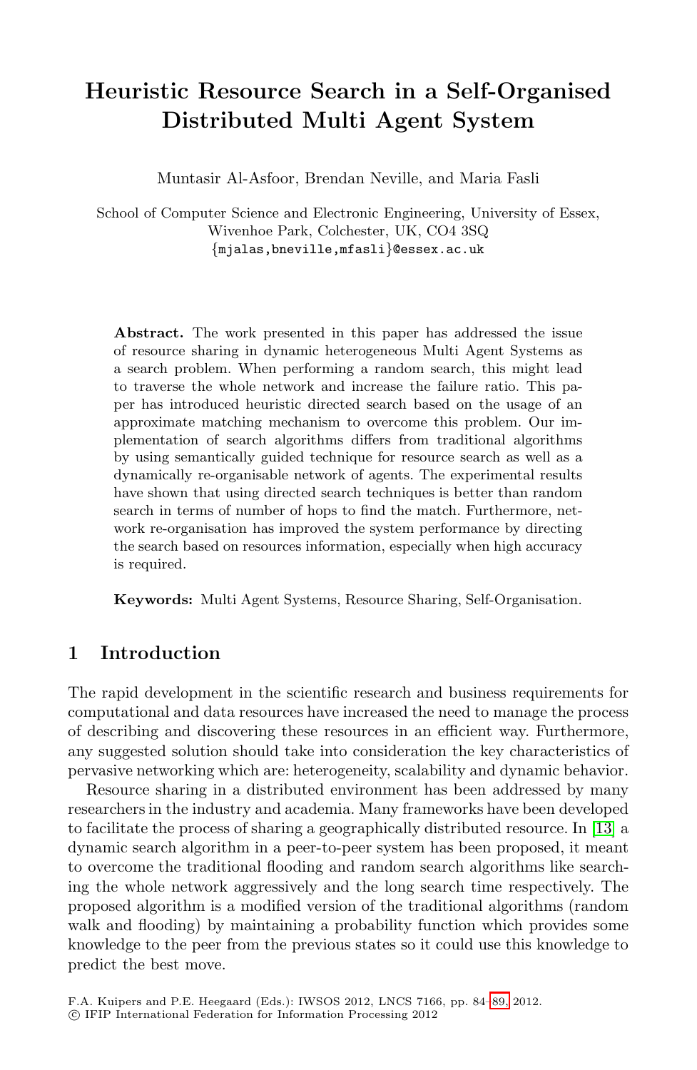# Heuristic Resource Search in a Self-Organised Distributed Multi Agent System

Muntasir Al-Asfoor, Brendan Neville, and Maria Fasli

School of Computer Science and Electronic Engineering, University of Essex, Wivenhoe Park, Colchester, UK, CO4 3SQ
{mjalas,bneville,mfasli}@essex.ac.uk

**Abstract.** The work presented in this paper has addressed the issue of resource sharing in dynamic heterogeneous Multi Agent Systems as a search problem. When performing a random search, this might lead to traverse the whole network and increase the failure ratio. This paper has introduced heuristic directed search based on the usage of an approximate matching mechanism to overcome this problem. Our implementation of search algorithms differs from traditional algorithms by using semantically guided technique for resource search as well as a dynamically re-organisable network of agents. The experimental results have shown that using directed search techniques is better than random search in terms of number of hops to find the match. Furthermore, network re-organisation has improved the system performance by directing the search based on resources information, especially when high accuracy is required.

**Keywords:** Multi Agent Systems, Resource Sharing, Self-Organisation.

## 1 Introduction

The rapid development in the scientific research and business requirements for computational and data resources have increased the need to manage the process of describing and discovering these resources in an efficient way. Furthermore, any suggested solution should take into consideration the key characteristics of pervasive networking which are: heterogeneity, scalability and dynamic behavior.

Resource sharing in a distributed environment has been addressed by many researchers in the industry and academia. Many frameworks have been developed to facilitate the process of sharing a geographically distributed resource. In [13] a dynamic search algorithm in a peer-to-peer system has been proposed, it meant to overcome the traditional flooding and random search algorithms like searching the whole network aggressively and the long search time respectively. The proposed algorithm is a modified version of the traditional algorithms (random walk and flooding) by maintaining a probability function which provides some knowledge to the peer from the previous states so it could use this knowledge to predict the best move.

F.A. Kuipers and P.E. Heegaard (Eds.): IWSOS 2012, LNCS 7166, pp. 84–89, 2012.
© IFIP International Federation for Information Processing 2012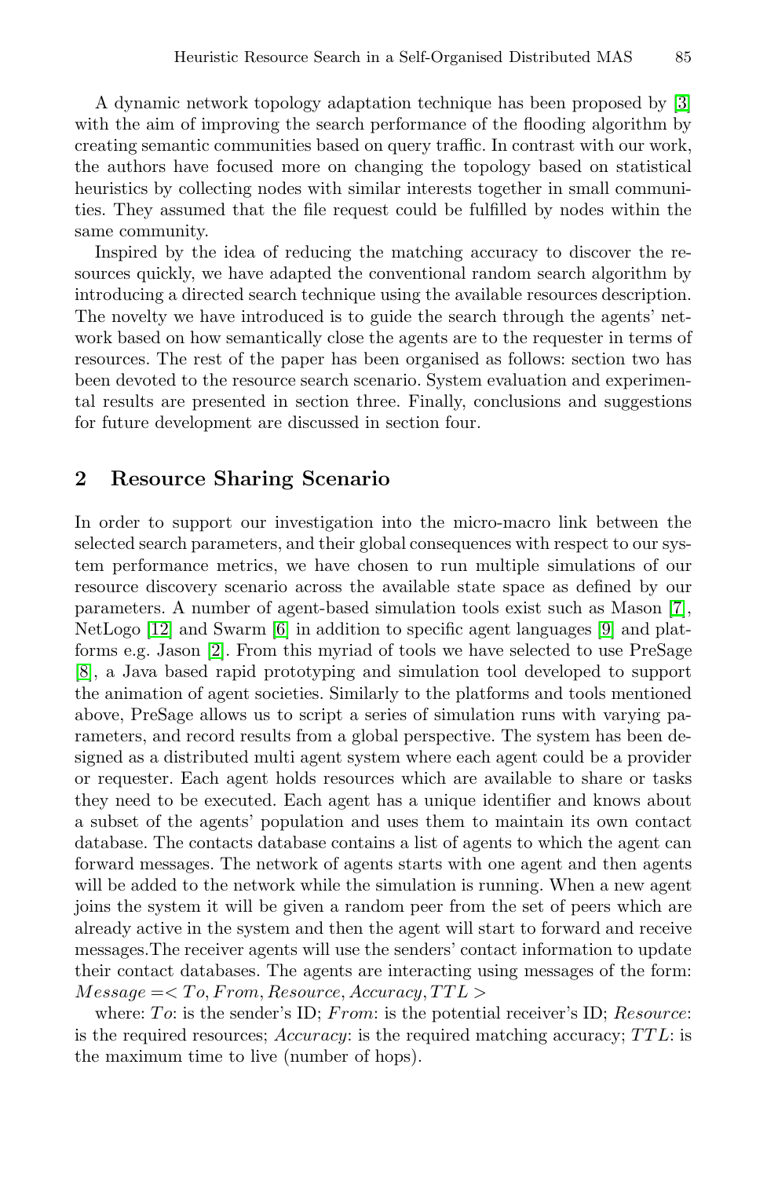A dynamic network topology adaptation technique has been proposed by [3] with the aim of improving the search performance of the flooding algorithm by creating semantic communities based on query traffic. In contrast with our work, the authors have focused more on changing the topology based on statistical heuristics by collecting nodes with similar interests together in small communities. They assumed that the file request could be fulfilled by nodes within the same community.

Inspired by the idea of reducing the matching accuracy to discover the resources quickly, we have adapted the conventional random search algorithm by introducing a directed search technique using the available resources description. The novelty we have introduced is to guide the search through the agents' network based on how semantically close the agents are to the requester in terms of resources. The rest of the paper has been organised as follows: section two has been devoted to the resource search scenario. System evaluation and experimental results are presented in section three. Finally, conclusions and suggestions for future development are discussed in section four.

## 2 Resource Sharing Scenario

In order to support our investigation into the micro-macro link between the selected search parameters, and their global consequences with respect to our system performance metrics, we have chosen to run multiple simulations of our resource discovery scenario across the available state space as defined by our parameters. A number of agent-based simulation tools exist such as Mason [7], NetLogo [12] and Swarm [6] in addition to specific agent languages [9] and platforms e.g. Jason [2]. From this myriad of tools we have selected to use PreSage [8], a Java based rapid prototyping and simulation tool developed to support the animation of agent societies. Similarly to the platforms and tools mentioned above, PreSage allows us to script a series of simulation runs with varying parameters, and record results from a global perspective. The system has been designed as a distributed multi agent system where each agent could be a provider or requester. Each agent holds resources which are available to share or tasks they need to be executed. Each agent has a unique identifier and knows about a subset of the agents' population and uses them to maintain its own contact database. The contacts database contains a list of agents to which the agent can forward messages. The network of agents starts with one agent and then agents will be added to the network while the simulation is running. When a new agent joins the system it will be given a random peer from the set of peers which are already active in the system and then the agent will start to forward and receive messages.The receiver agents will use the senders' contact information to update their contact databases. The agents are interacting using messages of the form: $Message = < To, From, Resource, Accuracy, TTL >$

where: $To$: is the sender's ID; $From$: is the potential receiver's ID; $Resource$: is the required resources; $Accuracy$: is the required matching accuracy; $TTL$: is the maximum time to live (number of hops).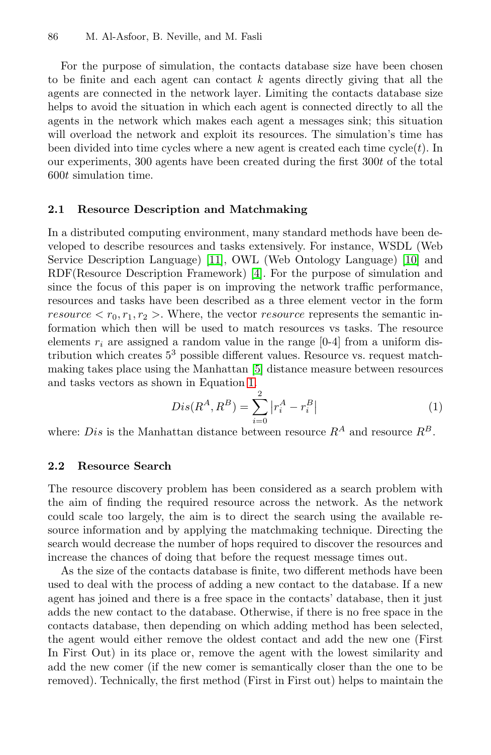For the purpose of simulation, the contacts database size have been chosen to be finite and each agent can contact $k$ agents directly giving that all the agents are connected in the network layer. Limiting the contacts database size helps to avoid the situation in which each agent is connected directly to all the agents in the network which makes each agent a messages sink; this situation will overload the network and exploit its resources. The simulation's time has been divided into time cycles where a new agent is created each time cycle($t$). In our experiments, 300 agents have been created during the first $300t$ of the total $600t$ simulation time.

### 2.1 Resource Description and Matchmaking

In a distributed computing environment, many standard methods have been developed to describe resources and tasks extensively. For instance, WSDL (Web Service Description Language) [11], OWL (Web Ontology Language) [10] and RDF(Resource Description Framework) [4]. For the purpose of simulation and since the focus of this paper is on improving the network traffic performance, resources and tasks have been described as a three element vector in the form $resource < r_0, r_1, r_2 >$. Where, the vector $resource$ represents the semantic information which then will be used to match resources vs tasks. The resource elements $r_i$ are assigned a random value in the range [0-4] from a uniform distribution which creates $5^3$ possible different values. Resource vs. request matchmaking takes place using the Manhattan [5] distance measure between resources and tasks vectors as shown in Equation 1.

$$Dis(R^A, R^B) = \sum_{i=0}^{2} \left| r_i^A - r_i^B \right| \tag{1}$$

where: $Dis$ is the Manhattan distance between resource $R^A$ and resource $R^B$.

### 2.2 Resource Search

The resource discovery problem has been considered as a search problem with the aim of finding the required resource across the network. As the network could scale too largely, the aim is to direct the search using the available resource information and by applying the matchmaking technique. Directing the search would decrease the number of hops required to discover the resources and increase the chances of doing that before the request message times out.

As the size of the contacts database is finite, two different methods have been used to deal with the process of adding a new contact to the database. If a new agent has joined and there is a free space in the contacts' database, then it just adds the new contact to the database. Otherwise, if there is no free space in the contacts database, then depending on which adding method has been selected, the agent would either remove the oldest contact and add the new one (First In First Out) in its place or, remove the agent with the lowest similarity and add the new comer (if the new comer is semantically closer than the one to be removed). Technically, the first method (First in First out) helps to maintain the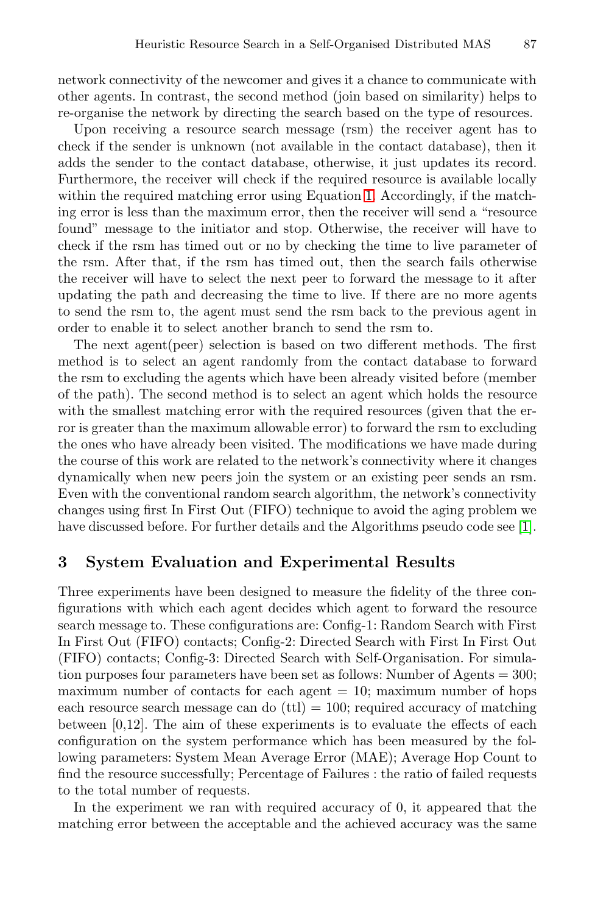network connectivity of the newcomer and gives it a chance to communicate with other agents. In contrast, the second method (join based on similarity) helps to re-organise the network by directing the search based on the type of resources.

Upon receiving a resource search message (rsm) the receiver agent has to check if the sender is unknown (not available in the contact database), then it adds the sender to the contact database, otherwise, it just updates its record. Furthermore, the receiver will check if the required resource is available locally within the required matching error using Equation 1. Accordingly, if the matching error is less than the maximum error, then the receiver will send a "resource found" message to the initiator and stop. Otherwise, the receiver will have to check if the rsm has timed out or no by checking the time to live parameter of the rsm. After that, if the rsm has timed out, then the search fails otherwise the receiver will have to select the next peer to forward the message to it after updating the path and decreasing the time to live. If there are no more agents to send the rsm to, the agent must send the rsm back to the previous agent in order to enable it to select another branch to send the rsm to.

The next agent(peer) selection is based on two different methods. The first method is to select an agent randomly from the contact database to forward the rsm to excluding the agents which have been already visited before (member of the path). The second method is to select an agent which holds the resource with the smallest matching error with the required resources (given that the error is greater than the maximum allowable error) to forward the rsm to excluding the ones who have already been visited. The modifications we have made during the course of this work are related to the network's connectivity where it changes dynamically when new peers join the system or an existing peer sends an rsm. Even with the conventional random search algorithm, the network's connectivity changes using first In First Out (FIFO) technique to avoid the aging problem we have discussed before. For further details and the Algorithms pseudo code see [1].

## 3 System Evaluation and Experimental Results

Three experiments have been designed to measure the fidelity of the three configurations with which each agent decides which agent to forward the resource search message to. These configurations are: Config-1: Random Search with First In First Out (FIFO) contacts; Config-2: Directed Search with First In First Out (FIFO) contacts; Config-3: Directed Search with Self-Organisation. For simulation purposes four parameters have been set as follows: Number of Agents = 300; maximum number of contacts for each agent = 10; maximum number of hops each resource search message can do (ttl) = 100; required accuracy of matching between [0,12]. The aim of these experiments is to evaluate the effects of each configuration on the system performance which has been measured by the following parameters: System Mean Average Error (MAE); Average Hop Count to find the resource successfully; Percentage of Failures : the ratio of failed requests to the total number of requests.

In the experiment we ran with required accuracy of 0, it appeared that the matching error between the acceptable and the achieved accuracy was the same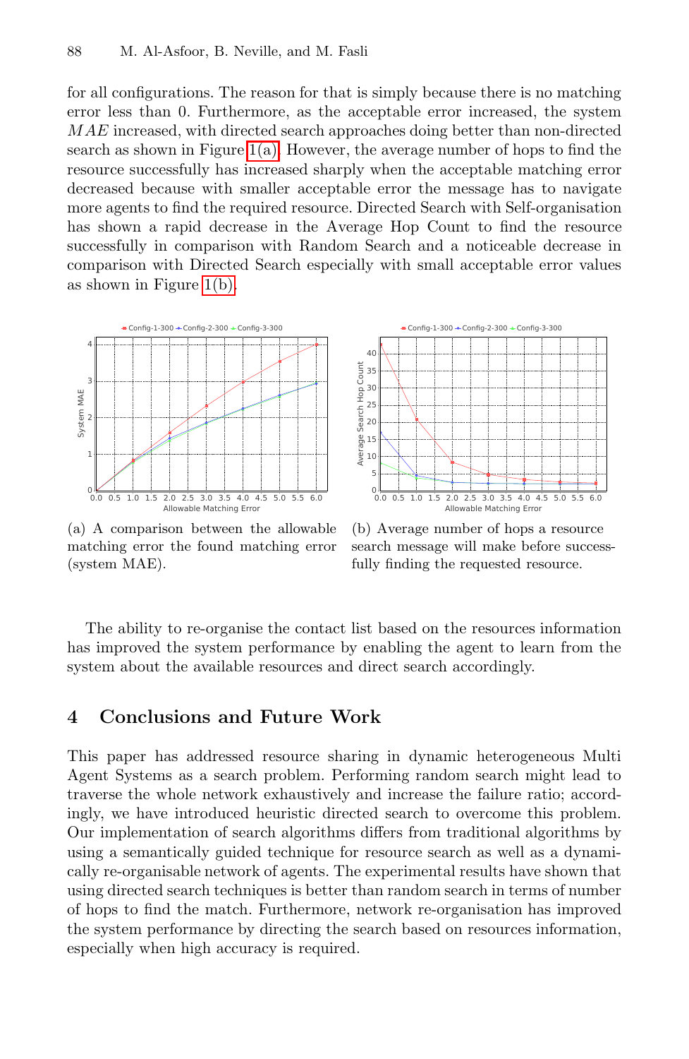for all configurations. The reason for that is simply because there is no matching error less than 0. Furthermore, as the acceptable error increased, the system $MAE$ increased, with directed search approaches doing better than non-directed search as shown in Figure 1(a). However, the average number of hops to find the resource successfully has increased sharply when the acceptable matching error decreased because with smaller acceptable error the message has to navigate more agents to find the required resource. Directed Search with Self-organisation has shown a rapid decrease in the Average Hop Count to find the resource successfully in comparison with Random Search and a noticeable decrease in comparison with Directed Search especially with small acceptable error values as shown in Figure 1(b).

Config-1-300 Config-2-300 Config-3-300

System MAE

0 1 2 3 4

0.0 0.5 1.0 1.5 2.0 2.5 3.0 3.5 4.0 4.5 5.0 5.5 6.0

Allowable Matching Error

(a) A comparison between the allowable matching error the found matching error (system MAE).

Config-1-300 Config-2-300 Config-3-300

Average Search Hop Count

0 5 10 15 20 25 30 35 40

0.0 0.5 1.0 1.5 2.0 2.5 3.0 3.5 4.0 4.5 5.0 5.5 6.0

Allowable Matching Error

(b) Average number of hops a resource search message will make before successfully finding the requested resource.

The ability to re-organise the contact list based on the resources information has improved the system performance by enabling the agent to learn from the system about the available resources and direct search accordingly.

## 4 Conclusions and Future Work

This paper has addressed resource sharing in dynamic heterogeneous Multi Agent Systems as a search problem. Performing random search might lead to traverse the whole network exhaustively and increase the failure ratio; accordingly, we have introduced heuristic directed search to overcome this problem. Our implementation of search algorithms differs from traditional algorithms by using a semantically guided technique for resource search as well as a dynamically re-organisable network of agents. The experimental results have shown that using directed search techniques is better than random search in terms of number of hops to find the match. Furthermore, network re-organisation has improved the system performance by directing the search based on resources information, especially when high accuracy is required.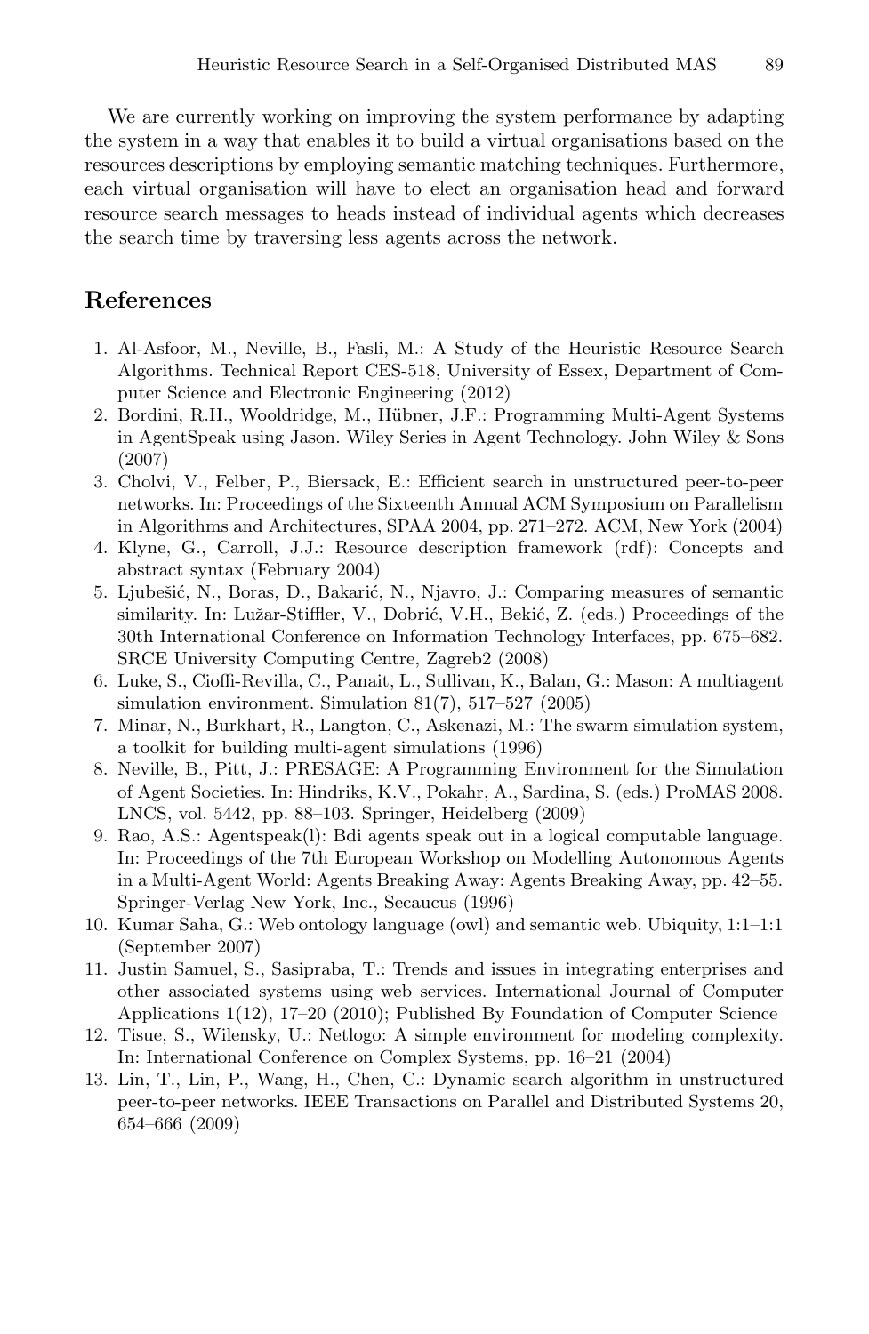We are currently working on improving the system performance by adapting the system in a way that enables it to build a virtual organisations based on the resources descriptions by employing semantic matching techniques. Furthermore, each virtual organisation will have to elect an organisation head and forward resource search messages to heads instead of individual agents which decreases the search time by traversing less agents across the network.

## References

1. Al-Asfoor, M., Neville, B., Fasli, M.: A Study of the Heuristic Resource Search Algorithms. Technical Report CES-518, University of Essex, Department of Computer Science and Electronic Engineering (2012)
2. Bordini, R.H., Wooldridge, M., Hübner, J.F.: Programming Multi-Agent Systems in AgentSpeak using Jason. Wiley Series in Agent Technology. John Wiley & Sons (2007)
3. Cholvi, V., Felber, P., Biersack, E.: Efficient search in unstructured peer-to-peer networks. In: Proceedings of the Sixteenth Annual ACM Symposium on Parallelism in Algorithms and Architectures, SPAA 2004, pp. 271–272. ACM, New York (2004)
4. Klyne, G., Carroll, J.J.: Resource description framework (rdf): Concepts and abstract syntax (February 2004)
5. Ljubešić, N., Boras, D., Bakarić, N., Njavro, J.: Comparing measures of semantic similarity. In: Lužar-Stiffler, V., Dobrić, V.H., Bekić, Z. (eds.) Proceedings of the 30th International Conference on Information Technology Interfaces, pp. 675–682. SRCE University Computing Centre, Zagreb2 (2008)
6. Luke, S., Cioffi-Revilla, C., Panait, L., Sullivan, K., Balan, G.: Mason: A multiagent simulation environment. Simulation 81(7), 517–527 (2005)
7. Minar, N., Burkhart, R., Langton, C., Askenazi, M.: The swarm simulation system, a toolkit for building multi-agent simulations (1996)
8. Neville, B., Pitt, J.: PRESAGE: A Programming Environment for the Simulation of Agent Societies. In: Hindriks, K.V., Pokahr, A., Sardina, S. (eds.) ProMAS 2008. LNCS, vol. 5442, pp. 88–103. Springer, Heidelberg (2009)
9. Rao, A.S.: Agentspeak(l): Bdi agents speak out in a logical computable language. In: Proceedings of the 7th European Workshop on Modelling Autonomous Agents in a Multi-Agent World: Agents Breaking Away: Agents Breaking Away, pp. 42–55. Springer-Verlag New York, Inc., Secaucus (1996)
10. Kumar Saha, G.: Web ontology language (owl) and semantic web. Ubiquity, 1:1–1:1 (September 2007)
11. Justin Samuel, S., Sasipraba, T.: Trends and issues in integrating enterprises and other associated systems using web services. International Journal of Computer Applications 1(12), 17–20 (2010); Published By Foundation of Computer Science
12. Tisue, S., Wilensky, U.: Netlogo: A simple environment for modeling complexity. In: International Conference on Complex Systems, pp. 16–21 (2004)
13. Lin, T., Lin, P., Wang, H., Chen, C.: Dynamic search algorithm in unstructured peer-to-peer networks. IEEE Transactions on Parallel and Distributed Systems 20, 654–666 (2009)